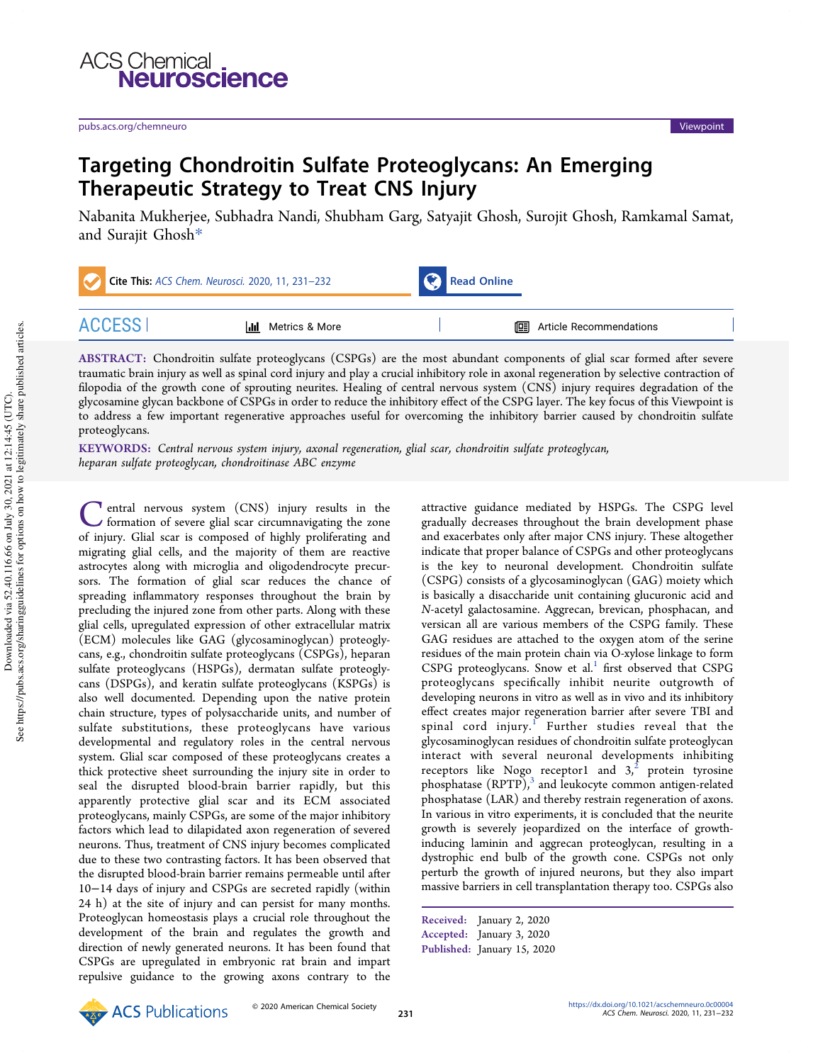# Targeting Chondroitin Sulfate Proteoglycans: An Emerging Therapeutic Strategy to Treat CNS Injury

Nabanita Mukherjee, Subhadra Nandi, Shubham Garg, Satyajit Ghosh, Surojit Ghosh, Ramkamal Samat, and Surajit Ghosh*

**ABSTRACT:** Chondroitin sulfate proteoglycans (CSPGs) are the most abundant components of glial scar formed after severe traumatic brain injury as well as spinal cord injury and play a crucial inhibitory role in axonal regeneration by selective contraction of filopodia of the growth cone of sprouting neurites. Healing of central nervous system (CNS) injury requires degradation of the glycosamine glycan backbone of CSPGs in order to reduce the inhibitory effect of the CSPG layer. The key focus of this Viewpoint is to address a few important regenerative approaches useful for overcoming the inhibitory barrier caused by chondroitin sulfate proteoglycans.

**KEYWORDS:** *Central nervous system injury, axonal regeneration, glial scar, chondroitin sulfate proteoglycan, heparan sulfate proteoglycan, chondroitinase ABC enzyme*

Central nervous system (CNS) injury results in the formation of severe glial scar circumnavigating the zone of injury. Glial scar is composed of highly proliferating and migrating glial cells, and the majority of them are reactive astrocytes along with microglia and oligodendrocyte precursors. The formation of glial scar reduces the chance of spreading inflammatory responses throughout the brain by precluding the injured zone from other parts. Along with these glial cells, upregulated expression of other extracellular matrix (ECM) molecules like GAG (glycosaminoglycan) proteoglycans, e.g., chondroitin sulfate proteoglycans (CSPGs), heparan sulfate proteoglycans (HSPGs), dermatan sulfate proteoglycans (DSPGs), and keratin sulfate proteoglycans (KSPGs) is also well documented. Depending upon the native protein chain structure, types of polysaccharide units, and number of sulfate substitutions, these proteoglycans have various developmental and regulatory roles in the central nervous system. Glial scar composed of these proteoglycans creates a thick protective sheet surrounding the injury site in order to seal the disrupted blood-brain barrier rapidly, but this apparently protective glial scar and its ECM associated proteoglycans, mainly CSPGs, are some of the major inhibitory factors which lead to dilapidated axon regeneration of severed neurons. Thus, treatment of CNS injury becomes complicated due to these two contrasting factors. It has been observed that the disrupted blood-brain barrier remains permeable until after 10−14 days of injury and CSPGs are secreted rapidly (within 24 h) at the site of injury and can persist for many months. Proteoglycan homeostasis plays a crucial role throughout the development of the brain and regulates the growth and direction of newly generated neurons. It has been found that CSPGs are upregulated in embryonic rat brain and impart repulsive guidance to the growing axons contrary to the attractive guidance mediated by HSPGs. The CSPG level gradually decreases throughout the brain development phase and exacerbates only after major CNS injury. These altogether indicate that proper balance of CSPGs and other proteoglycans is the key to neuronal development. Chondroitin sulfate (CSPG) consists of a glycosaminoglycan (GAG) moiety which is basically a disaccharide unit containing glucuronic acid and *N*-acetyl galactosamine. Aggrecan, brevican, phosphacan, and versican all are various members of the CSPG family. These GAG residues are attached to the oxygen atom of the serine residues of the main protein chain via O-xylose linkage to form CSPG proteoglycans. Snow et al.[1] first observed that CSPG proteoglycans specifically inhibit neurite outgrowth of developing neurons in vitro as well as in vivo and its inhibitory effect creates major regeneration barrier after severe TBI and spinal cord injury.[1] Further studies reveal that the glycosaminoglycan residues of chondroitin sulfate proteoglycan interact with several neuronal developments inhibiting receptors like Nogo receptor1 and 3,[2] protein tyrosine phosphatase (RPTP),[3] and leukocyte common antigen-related phosphatase (LAR) and thereby restrain regeneration of axons. In various in vitro experiments, it is concluded that the neurite growth is severely jeopardized on the interface of growth-inducing laminin and aggrecan proteoglycan, resulting in a dystrophic end bulb of the growth cone. CSPGs not only perturb the growth of injured neurons, but they also impart massive barriers in cell transplantation therapy too. CSPGs also

Received: January 2, 2020
Accepted: January 3, 2020
Published: January 15, 2020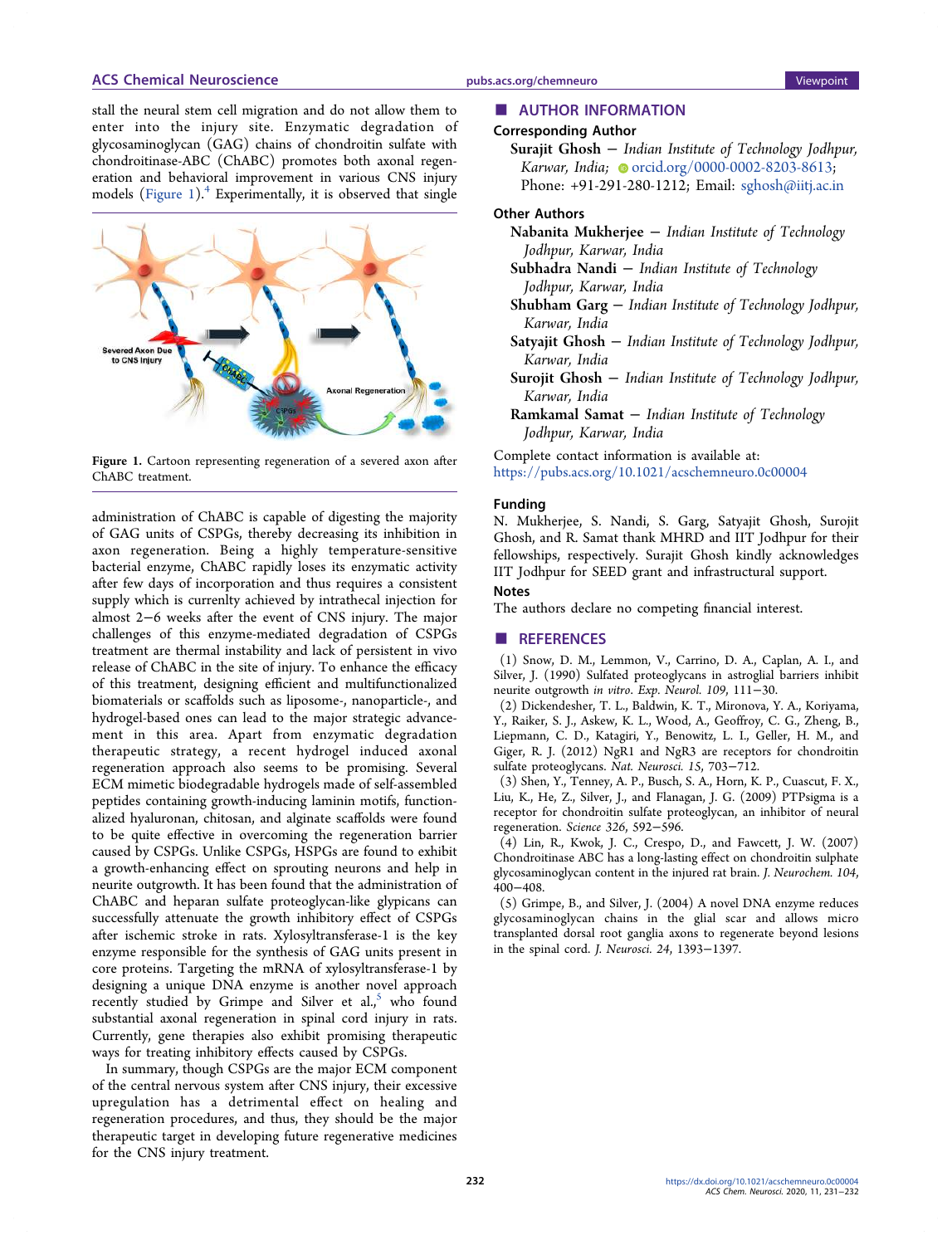stall the neural stem cell migration and do not allow them to enter into the injury site. Enzymatic degradation of glycosaminoglycan (GAG) chains of chondroitin sulfate with chondroitinase-ABC (ChABC) promotes both axonal regeneration and behavioral improvement in various CNS injury models (Figure 1).[4] Experimentally, it is observed that single administration of ChABC is capable of digesting the majority of GAG units of CSPGs, thereby decreasing its inhibition in axon regeneration. Being a highly temperature-sensitive bacterial enzyme, ChABC rapidly loses its enzymatic activity after few days of incorporation and thus requires a consistent supply which is currenlty achieved by intrathecal injection for almost 2−6 weeks after the event of CNS injury. The major challenges of this enzyme-mediated degradation of CSPGs treatment are thermal instability and lack of persistent in vivo release of ChABC in the site of injury. To enhance the efficacy of this treatment, designing efficient and multifunctionalized biomaterials or scaffolds such as liposome-, nanoparticle-, and hydrogel-based ones can lead to the major strategic advancement in this area. Apart from enzymatic degradation therapeutic strategy, a recent hydrogel induced axonal regeneration approach also seems to be promising. Several ECM mimetic biodegradable hydrogels made of self-assembled peptides containing growth-inducing laminin motifs, functionalized hyaluronan, chitosan, and alginate scaffolds were found to be quite effective in overcoming the regeneration barrier caused by CSPGs. Unlike CSPGs, HSPGs are found to exhibit a growth-enhancing effect on sprouting neurons and help in neurite outgrowth. It has been found that the administration of ChABC and heparan sulfate proteoglycan-like glypicans can successfully attenuate the growth inhibitory effect of CSPGs after ischemic stroke in rats. Xylosyltransferase-1 is the key enzyme responsible for the synthesis of GAG units present in core proteins. Targeting the mRNA of xylosyltransferase-1 by designing a unique DNA enzyme is another novel approach recently studied by Grimpe and Silver et al.,[5] who found substantial axonal regeneration in spinal cord injury in rats. Currently, gene therapies also exhibit promising therapeutic ways for treating inhibitory effects caused by CSPGs.

Severed Axon Due to CNS Injury

ChABC

CSPGs

Axonal Regeneration

Figure 1. Cartoon representing regeneration of a severed axon after ChABC treatment.

In summary, though CSPGs are the major ECM component of the central nervous system after CNS injury, their excessive upregulation has a detrimental effect on healing and regeneration procedures, and thus, they should be the major therapeutic target in developing future regenerative medicines for the CNS injury treatment.

## AUTHOR INFORMATION

### Corresponding Author

**Surajit Ghosh** − *Indian Institute of Technology Jodhpur, Karwar, India*; orcid.org/0000-0002-8203-8613; Phone: +91-291-280-1212; Email: sghosh@iitj.ac.in

### Other Authors

**Nabanita Mukherjee** − *Indian Institute of Technology Jodhpur, Karwar, India*

**Subhadra Nandi** − *Indian Institute of Technology Jodhpur, Karwar, India*

**Shubham Garg** − *Indian Institute of Technology Jodhpur, Karwar, India*

**Satyajit Ghosh** − *Indian Institute of Technology Jodhpur, Karwar, India*

**Surojit Ghosh** − *Indian Institute of Technology Jodhpur, Karwar, India*

**Ramkamal Samat** − *Indian Institute of Technology Jodhpur, Karwar, India*

Complete contact information is available at: https://pubs.acs.org/10.1021/acschemneuro.0c00004

### Funding

N. Mukherjee, S. Nandi, S. Garg, Satyajit Ghosh, Surojit Ghosh, and R. Samat thank MHRD and IIT Jodhpur for their fellowships, respectively. Surajit Ghosh kindly acknowledges IIT Jodhpur for SEED grant and infrastructural support.

### Notes

The authors declare no competing financial interest.

## REFERENCES

(1) Snow, D. M., Lemmon, V., Carrino, D. A., Caplan, A. I., and Silver, J. (1990) Sulfated proteoglycans in astroglial barriers inhibit neurite outgrowth *in vitro*. *Exp. Neurol.* *109*, 111−30.

(2) Dickendesher, T. L., Baldwin, K. T., Mironova, Y. A., Koriyama, Y., Raiker, S. J., Askew, K. L., Wood, A., Geoffroy, C. G., Zheng, B., Liepmann, C. D., Katagiri, Y., Benowitz, L. I., Geller, H. M., and Giger, R. J. (2012) NgR1 and NgR3 are receptors for chondroitin sulfate proteoglycans. *Nat. Neurosci.* *15*, 703−712.

(3) Shen, Y., Tenney, A. P., Busch, S. A., Horn, K. P., Cuascut, F. X., Liu, K., He, Z., Silver, J., and Flanagan, J. G. (2009) PTPsigma is a receptor for chondroitin sulfate proteoglycan, an inhibitor of neural regeneration. *Science* *326*, 592−596.

(4) Lin, R., Kwok, J. C., Crespo, D., and Fawcett, J. W. (2007) Chondroitinase ABC has a long-lasting effect on chondroitin sulphate glycosaminoglycan content in the injured rat brain. *J. Neurochem.* *104*, 400−408.

(5) Grimpe, B., and Silver, J. (2004) A novel DNA enzyme reduces glycosaminoglycan chains in the glial scar and allows micro transplanted dorsal root ganglia axons to regenerate beyond lesions in the spinal cord. *J. Neurosci.* *24*, 1393−1397.